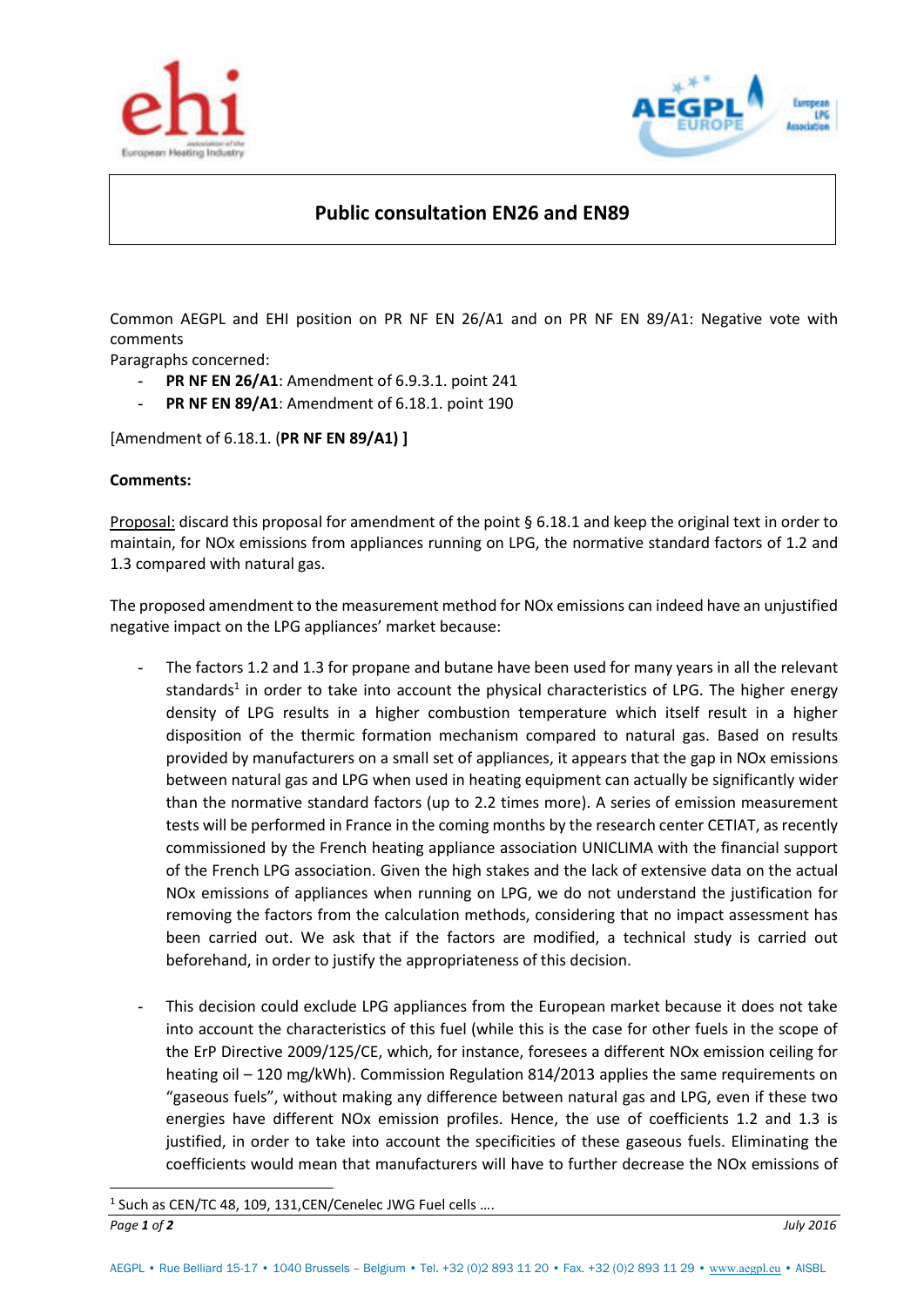# Public consultation EN26 and EN89

Common AEGPL and EHI position on PR NF EN 26/A1 and on PR NF EN 89/A1: Negative vote with comments

Paragraphs concerned:

- **PR NF EN 26/A1**: Amendment of 6.9.3.1. point 241
- **PR NF EN 89/A1**: Amendment of 6.18.1. point 190

[Amendment of 6.18.1. (**PR NF EN 89/A1) ]**

**Comments:**

Proposal: discard this proposal for amendment of the point § 6.18.1 and keep the original text in order to maintain, for NOx emissions from appliances running on LPG, the normative standard factors of 1.2 and 1.3 compared with natural gas.

The proposed amendment to the measurement method for NOx emissions can indeed have an unjustified negative impact on the LPG appliances' market because:

- The factors 1.2 and 1.3 for propane and butane have been used for many years in all the relevant standards[1] in order to take into account the physical characteristics of LPG. The higher energy density of LPG results in a higher combustion temperature which itself result in a higher disposition of the thermic formation mechanism compared to natural gas. Based on results provided by manufacturers on a small set of appliances, it appears that the gap in NOx emissions between natural gas and LPG when used in heating equipment can actually be significantly wider than the normative standard factors (up to 2.2 times more). A series of emission measurement tests will be performed in France in the coming months by the research center CETIAT, as recently commissioned by the French heating appliance association UNICLIMA with the financial support of the French LPG association. Given the high stakes and the lack of extensive data on the actual NOx emissions of appliances when running on LPG, we do not understand the justification for removing the factors from the calculation methods, considering that no impact assessment has been carried out. We ask that if the factors are modified, a technical study is carried out beforehand, in order to justify the appropriateness of this decision.

- This decision could exclude LPG appliances from the European market because it does not take into account the characteristics of this fuel (while this is the case for other fuels in the scope of the ErP Directive 2009/125/CE, which, for instance, foresees a different NOx emission ceiling for heating oil – 120 mg/kWh). Commission Regulation 814/2013 applies the same requirements on "gaseous fuels", without making any difference between natural gas and LPG, even if these two energies have different NOx emission profiles. Hence, the use of coefficients 1.2 and 1.3 is justified, in order to take into account the specificities of these gaseous fuels. Eliminating the coefficients would mean that manufacturers will have to further decrease the NOx emissions of

[1] Such as CEN/TC 48, 109, 131,CEN/Cenelec JWG Fuel cells ….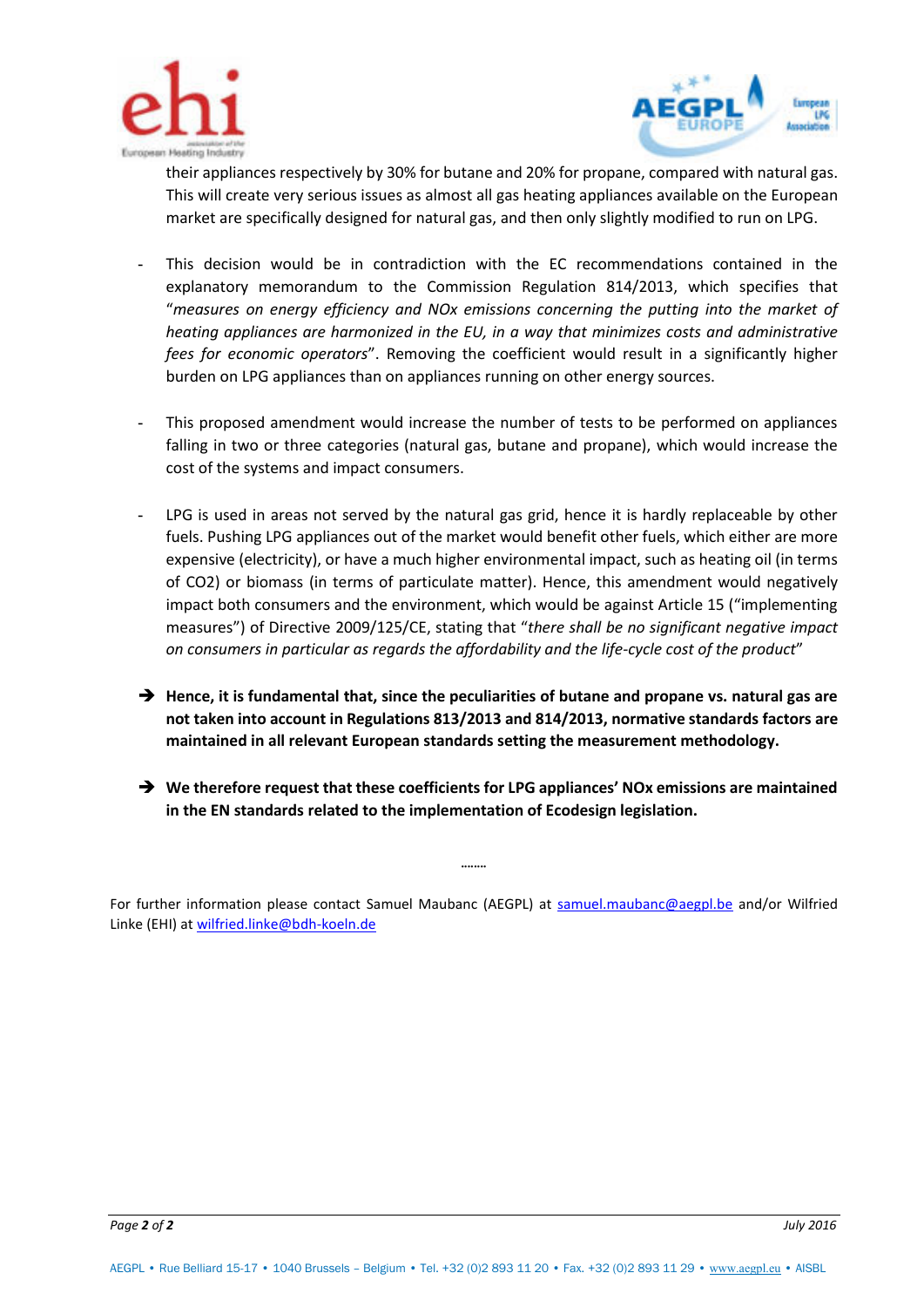their appliances respectively by 30% for butane and 20% for propane, compared with natural gas. This will create very serious issues as almost all gas heating appliances available on the European market are specifically designed for natural gas, and then only slightly modified to run on LPG.

- This decision would be in contradiction with the EC recommendations contained in the explanatory memorandum to the Commission Regulation 814/2013, which specifies that "*measures on energy efficiency and NOx emissions concerning the putting into the market of heating appliances are harmonized in the EU, in a way that minimizes costs and administrative fees for economic operators*". Removing the coefficient would result in a significantly higher burden on LPG appliances than on appliances running on other energy sources.

- This proposed amendment would increase the number of tests to be performed on appliances falling in two or three categories (natural gas, butane and propane), which would increase the cost of the systems and impact consumers.

- LPG is used in areas not served by the natural gas grid, hence it is hardly replaceable by other fuels. Pushing LPG appliances out of the market would benefit other fuels, which either are more expensive (electricity), or have a much higher environmental impact, such as heating oil (in terms of $CO_2$) or biomass (in terms of particulate matter). Hence, this amendment would negatively impact both consumers and the environment, which would be against Article 15 ("implementing measures") of Directive 2009/125/CE, stating that "*there shall be no significant negative impact on consumers in particular as regards the affordability and the life-cycle cost of the product*"

➔ **Hence, it is fundamental that, since the peculiarities of butane and propane vs. natural gas are not taken into account in Regulations 813/2013 and 814/2013, normative standards factors are maintained in all relevant European standards setting the measurement methodology.**

➔ **We therefore request that these coefficients for LPG appliances' NOx emissions are maintained in the EN standards related to the implementation of Ecodesign legislation.**

……..

For further information please contact Samuel Maubanc (AEGPL) at samuel.maubanc@aegpl.be and/or Wilfried Linke (EHI) at wilfried.linke@bdh-koeln.de